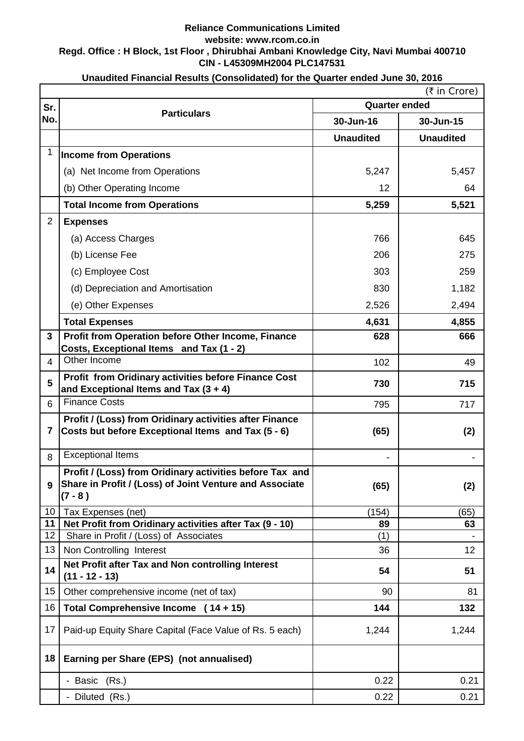**Reliance Communications Limited**
**website: www.rcom.co.in**
**Regd. Office : H Block, 1st Floor , Dhirubhai Ambani Knowledge City, Navi Mumbai 400710**
**CIN - L45309MH2004 PLC147531**

**Unaudited Financial Results (Consolidated) for the Quarter ended June 30, 2016**

(₹ in Crore)

| Sr. No. | Particulars | Quarter ended | |
|---|---|---|---|
| | | 30-Jun-16 | 30-Jun-15 |
| | | Unaudited | Unaudited |
| 1 | **Income from Operations** | | |
| | (a) Net Income from Operations | 5,247 | 5,457 |
| | (b) Other Operating Income | 12 | 64 |
| | **Total Income from Operations** | **5,259** | **5,521** |
| 2 | **Expenses** | | |
| | (a) Access Charges | 766 | 645 |
| | (b) License Fee | 206 | 275 |
| | (c) Employee Cost | 303 | 259 |
| | (d) Depreciation and Amortisation | 830 | 1,182 |
| | (e) Other Expenses | 2,526 | 2,494 |
| | **Total Expenses** | **4,631** | **4,855** |
| **3** | **Profit from Operation before Other Income, Finance Costs, Exceptional Items and Tax (1 - 2)** | **628** | **666** |
| 4 | Other Income | 102 | 49 |
| **5** | **Profit from Ordinary activities before Finance Cost and Exceptional Items and Tax (3 + 4)** | **730** | **715** |
| 6 | Finance Costs | 795 | 717 |
| **7** | **Profit / (Loss) from Oridinary activities after Finance Costs but before Exceptional Items and Tax (5 - 6)** | **(65)** | **(2)** |
| 8 | Exceptional Items | - | - |
| **9** | **Profit / (Loss) from Oridinary activities before Tax and Share in Profit / (Loss) of Joint Venture and Associate (7 - 8 )** | **(65)** | **(2)** |
| 10 | Tax Expenses (net) | (154) | (65) |
| **11** | **Net Profit from Oridinary activities after Tax (9 - 10)** | **89** | **63** |
| 12 | Share in Profit / (Loss) of Associates | (1) | - |
| 13 | Non Controlling Interest | 36 | 12 |
| **14** | **Net Profit after Tax and Non controlling Interest (11 - 12 - 13)** | **54** | **51** |
| 15 | Other comprehensive income (net of tax) | 90 | 81 |
| 16 | **Total Comprehensive Income ( 14 + 15)** | **144** | **132** |
| 17 | Paid-up Equity Share Capital (Face Value of Rs. 5 each) | 1,244 | 1,244 |
| **18** | **Earning per Share (EPS) (not annualised)** | | |
| | - Basic (Rs.) | 0.22 | 0.21 |
| | - Diluted (Rs.) | 0.22 | 0.21 |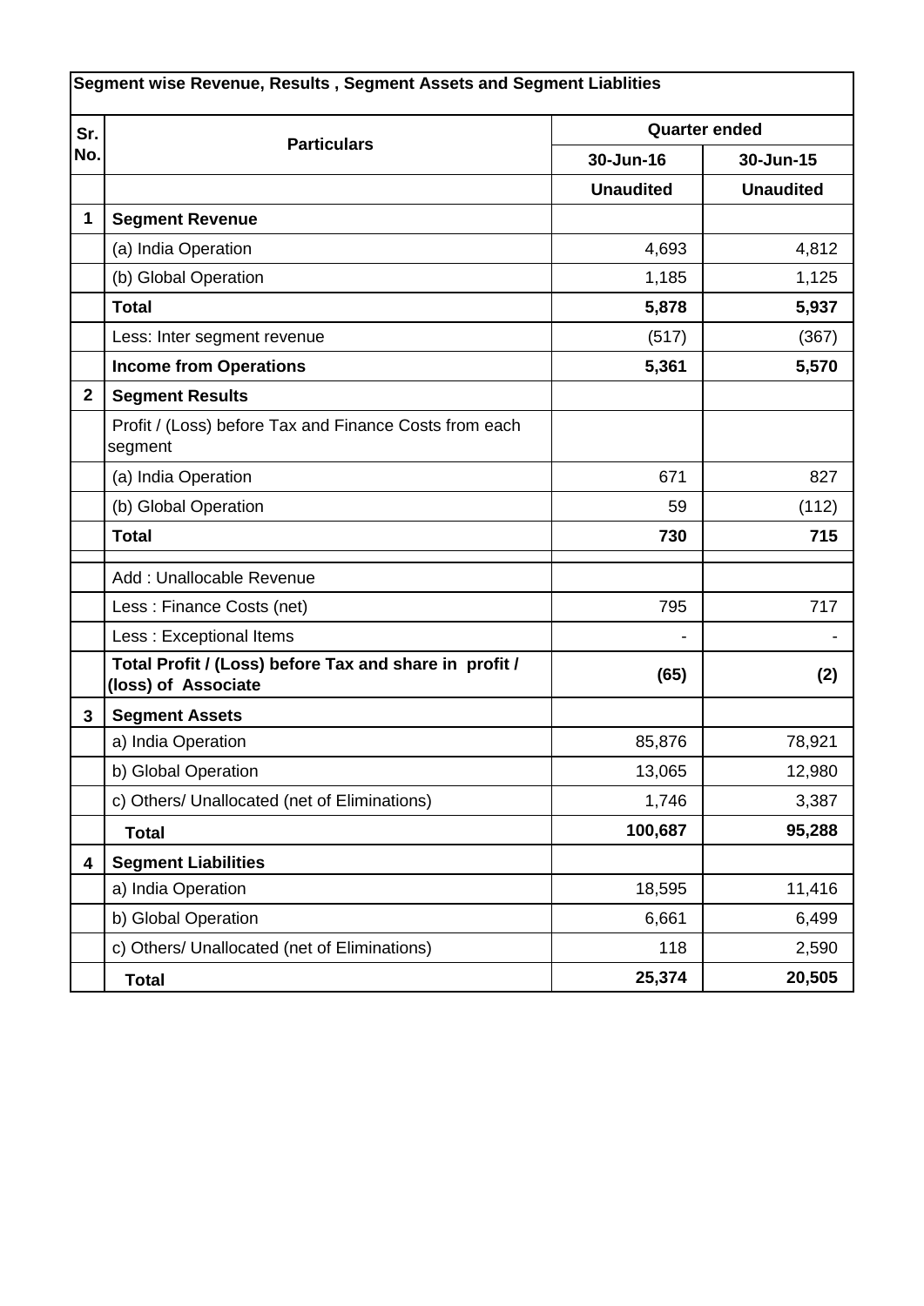## Segment wise Revenue, Results , Segment Assets and Segment Liablities

| Sr. No. | Particulars | Quarter ended | |
|---|---|---|---|
| | | 30-Jun-16 | 30-Jun-15 |
| | | **Unaudited** | **Unaudited** |
| **1** | **Segment Revenue** | | |
| | (a) India Operation | 4,693 | 4,812 |
| | (b) Global Operation | 1,185 | 1,125 |
| | **Total** | **5,878** | **5,937** |
| | Less: Inter segment revenue | (517) | (367) |
| | **Income from Operations** | **5,361** | **5,570** |
| **2** | **Segment Results** | | |
| | Profit / (Loss) before Tax and Finance Costs from each segment | | |
| | (a) India Operation | 671 | 827 |
| | (b) Global Operation | 59 | (112) |
| | **Total** | **730** | **715** |
| | | | |
| | Add : Unallocable Revenue | | |
| | Less : Finance Costs (net) | 795 | 717 |
| | Less : Exceptional Items | - | - |
| | **Total Profit / (Loss) before Tax and share in profit / (loss) of Associate** | **(65)** | **(2)** |
| **3** | **Segment Assets** | | |
| | a) India Operation | 85,876 | 78,921 |
| | b) Global Operation | 13,065 | 12,980 |
| | c) Others/ Unallocated (net of Eliminations) | 1,746 | 3,387 |
| | **Total** | **100,687** | **95,288** |
| **4** | **Segment Liabilities** | | |
| | a) India Operation | 18,595 | 11,416 |
| | b) Global Operation | 6,661 | 6,499 |
| | c) Others/ Unallocated (net of Eliminations) | 118 | 2,590 |
| | **Total** | **25,374** | **20,505** |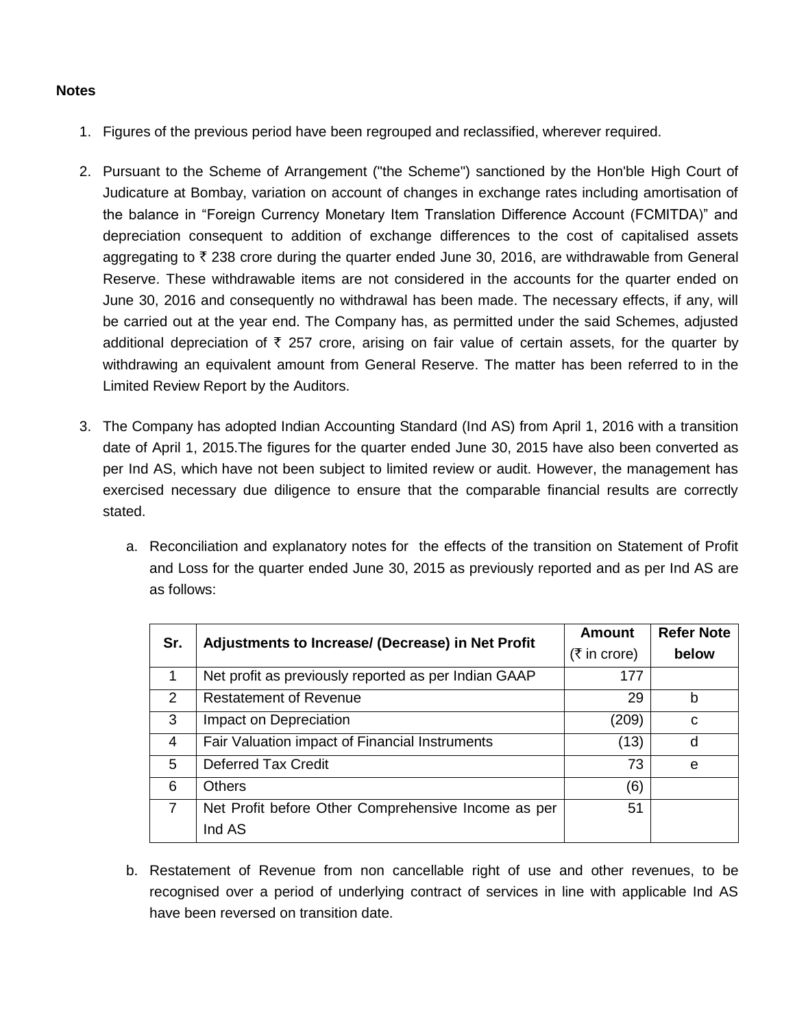**Notes**

1. Figures of the previous period have been regrouped and reclassified, wherever required.

2. Pursuant to the Scheme of Arrangement ("the Scheme") sanctioned by the Hon'ble High Court of Judicature at Bombay, variation on account of changes in exchange rates including amortisation of the balance in "Foreign Currency Monetary Item Translation Difference Account (FCMITDA)" and depreciation consequent to addition of exchange differences to the cost of capitalised assets aggregating to ₹ 238 crore during the quarter ended June 30, 2016, are withdrawable from General Reserve. These withdrawable items are not considered in the accounts for the quarter ended on June 30, 2016 and consequently no withdrawal has been made. The necessary effects, if any, will be carried out at the year end. The Company has, as permitted under the said Schemes, adjusted additional depreciation of ₹ 257 crore, arising on fair value of certain assets, for the quarter by withdrawing an equivalent amount from General Reserve. The matter has been referred to in the Limited Review Report by the Auditors.

3. The Company has adopted Indian Accounting Standard (Ind AS) from April 1, 2016 with a transition date of April 1, 2015.The figures for the quarter ended June 30, 2015 have also been converted as per Ind AS, which have not been subject to limited review or audit. However, the management has exercised necessary due diligence to ensure that the comparable financial results are correctly stated.

    a. Reconciliation and explanatory notes for the effects of the transition on Statement of Profit and Loss for the quarter ended June 30, 2015 as previously reported and as per Ind AS are as follows:

| Sr. | Adjustments to Increase/ (Decrease) in Net Profit | Amount (₹ in crore) | Refer Note below |
|---|---|---|---|
| 1 | Net profit as previously reported as per Indian GAAP | 177 | |
| 2 | Restatement of Revenue | 29 | b |
| 3 | Impact on Depreciation | (209) | c |
| 4 | Fair Valuation impact of Financial Instruments | (13) | d |
| 5 | Deferred Tax Credit | 73 | e |
| 6 | Others | (6) | |
| 7 | Net Profit before Other Comprehensive Income as per Ind AS | 51 | |

    b. Restatement of Revenue from non cancellable right of use and other revenues, to be recognised over a period of underlying contract of services in line with applicable Ind AS have been reversed on transition date.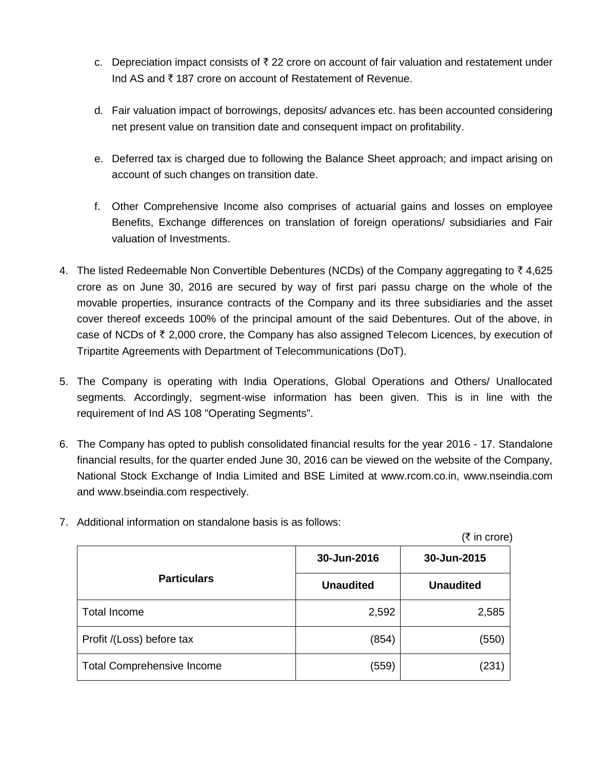c. Depreciation impact consists of ₹ 22 crore on account of fair valuation and restatement under Ind AS and ₹ 187 crore on account of Restatement of Revenue.

d. Fair valuation impact of borrowings, deposits/ advances etc. has been accounted considering net present value on transition date and consequent impact on profitability.

e. Deferred tax is charged due to following the Balance Sheet approach; and impact arising on account of such changes on transition date.

f. Other Comprehensive Income also comprises of actuarial gains and losses on employee Benefits, Exchange differences on translation of foreign operations/ subsidiaries and Fair valuation of Investments.

4. The listed Redeemable Non Convertible Debentures (NCDs) of the Company aggregating to ₹ 4,625 crore as on June 30, 2016 are secured by way of first pari passu charge on the whole of the movable properties, insurance contracts of the Company and its three subsidiaries and the asset cover thereof exceeds 100% of the principal amount of the said Debentures. Out of the above, in case of NCDs of ₹ 2,000 crore, the Company has also assigned Telecom Licences, by execution of Tripartite Agreements with Department of Telecommunications (DoT).

5. The Company is operating with India Operations, Global Operations and Others/ Unallocated segments. Accordingly, segment-wise information has been given. This is in line with the requirement of Ind AS 108 "Operating Segments".

6. The Company has opted to publish consolidated financial results for the year 2016 - 17. Standalone financial results, for the quarter ended June 30, 2016 can be viewed on the website of the Company, National Stock Exchange of India Limited and BSE Limited at www.rcom.co.in, www.nseindia.com and www.bseindia.com respectively.

7. Additional information on standalone basis is as follows:

(₹ in crore)

| Particulars | 30-Jun-2016 | 30-Jun-2015 |
|---|---|---|
| | Unaudited | Unaudited |
| Total Income | 2,592 | 2,585 |
| Profit /(Loss) before tax | (854) | (550) |
| Total Comprehensive Income | (559) | (231) |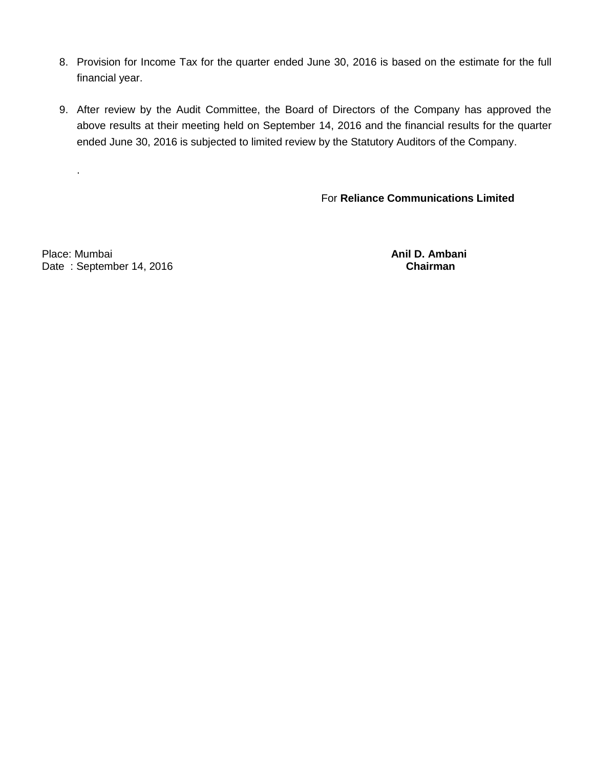8. Provision for Income Tax for the quarter ended June 30, 2016 is based on the estimate for the full financial year.

9. After review by the Audit Committee, the Board of Directors of the Company has approved the above results at their meeting held on September 14, 2016 and the financial results for the quarter ended June 30, 2016 is subjected to limited review by the Statutory Auditors of the Company.

.

For **Reliance Communications Limited**

Place: Mumbai
Date : September 14, 2016

**Anil D. Ambani**
**Chairman**